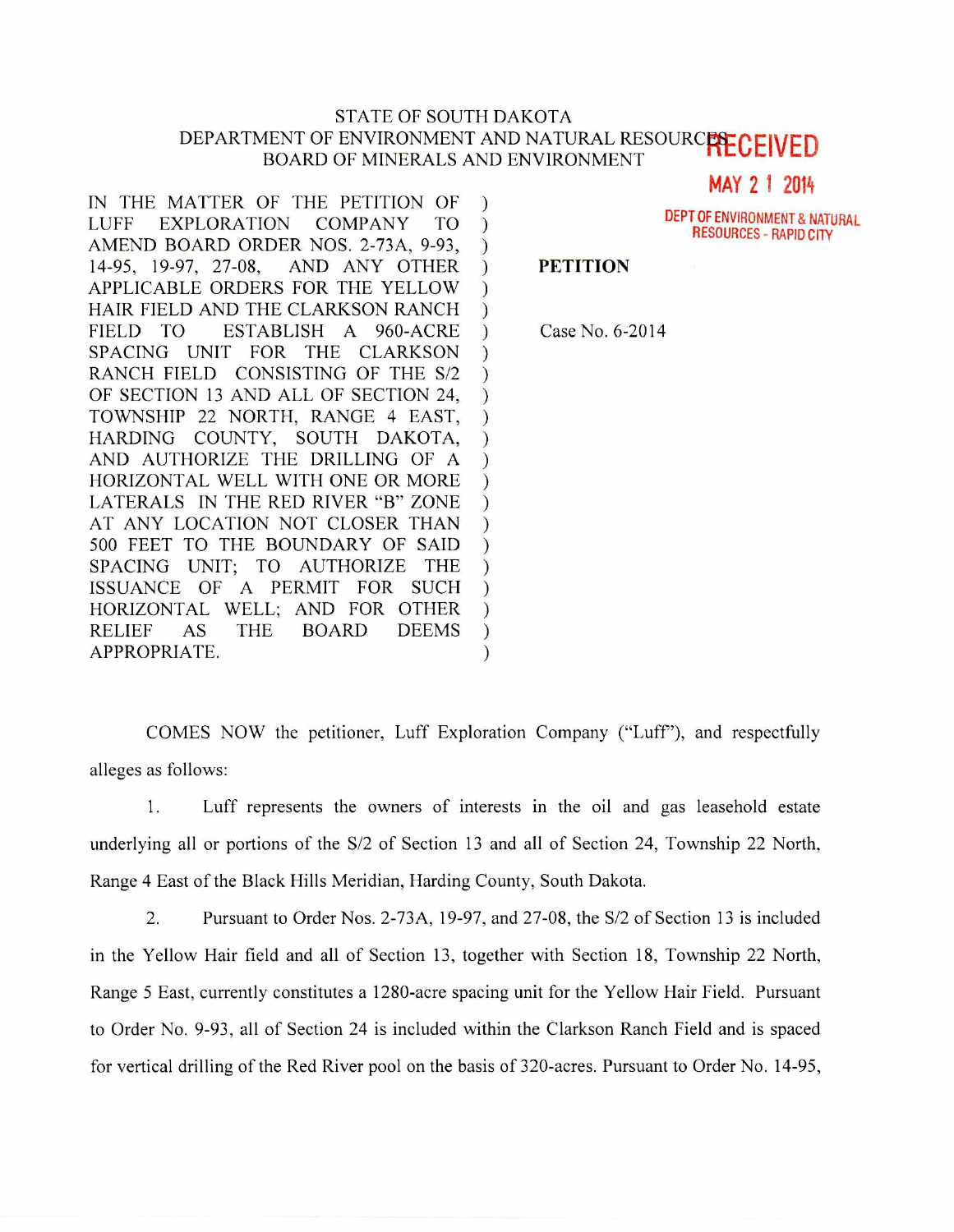STATE OF SOUTH DAKOTA
DEPARTMENT OF ENVIRONMENT AND NATURAL RESOURCES
BOARD OF MINERALS AND ENVIRONMENT

RECEIVED
MAY 21 2014
DEPT OF ENVIRONMENT & NATURAL RESOURCES - RAPID CITY

IN THE MATTER OF THE PETITION OF LUFF EXPLORATION COMPANY TO AMEND BOARD ORDER NOS. 2-73A, 9-93, 14-95, 19-97, 27-08, AND ANY OTHER APPLICABLE ORDERS FOR THE YELLOW HAIR FIELD AND THE CLARKSON RANCH FIELD TO ESTABLISH A 960-ACRE SPACING UNIT FOR THE CLARKSON RANCH FIELD CONSISTING OF THE S/2 OF SECTION 13 AND ALL OF SECTION 24, TOWNSHIP 22 NORTH, RANGE 4 EAST, HARDING COUNTY, SOUTH DAKOTA, AND AUTHORIZE THE DRILLING OF A HORIZONTAL WELL WITH ONE OR MORE LATERALS IN THE RED RIVER "B" ZONE AT ANY LOCATION NOT CLOSER THAN 500 FEET TO THE BOUNDARY OF SAID SPACING UNIT; TO AUTHORIZE THE ISSUANCE OF A PERMIT FOR SUCH HORIZONTAL WELL; AND FOR OTHER RELIEF AS THE BOARD DEEMS APPROPRIATE.

**PETITION**

Case No. 6-2014

COMES NOW the petitioner, Luff Exploration Company ("Luff"), and respectfully alleges as follows:

1. Luff represents the owners of interests in the oil and gas leasehold estate underlying all or portions of the S/2 of Section 13 and all of Section 24, Township 22 North, Range 4 East of the Black Hills Meridian, Harding County, South Dakota.

2. Pursuant to Order Nos. 2-73A, 19-97, and 27-08, the S/2 of Section 13 is included in the Yellow Hair field and all of Section 13, together with Section 18, Township 22 North, Range 5 East, currently constitutes a 1280-acre spacing unit for the Yellow Hair Field. Pursuant to Order No. 9-93, all of Section 24 is included within the Clarkson Ranch Field and is spaced for vertical drilling of the Red River pool on the basis of 320-acres. Pursuant to Order No. 14-95,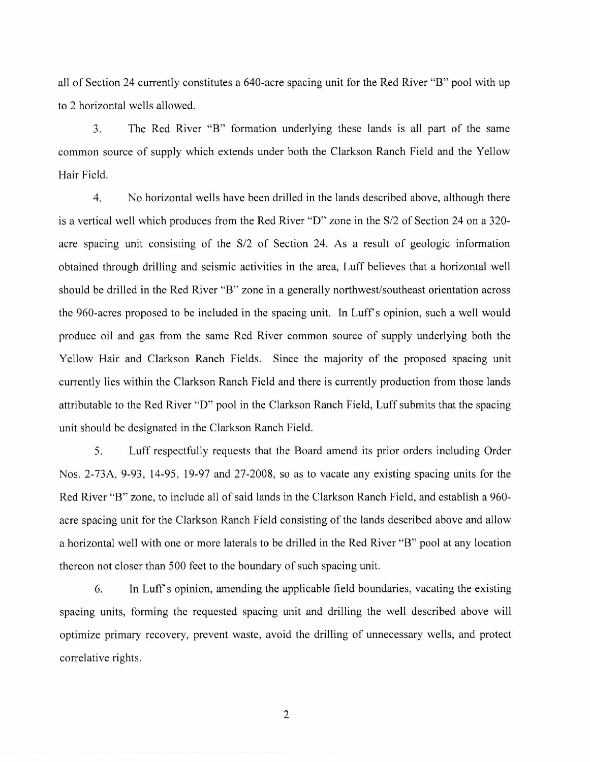all of Section 24 currently constitutes a 640-acre spacing unit for the Red River "B" pool with up to 2 horizontal wells allowed.

3. The Red River "B" formation underlying these lands is all part of the same common source of supply which extends under both the Clarkson Ranch Field and the Yellow Hair Field.

4. No horizontal wells have been drilled in the lands described above, although there is a vertical well which produces from the Red River "D" zone in the S/2 of Section 24 on a 320-acre spacing unit consisting of the S/2 of Section 24. As a result of geologic information obtained through drilling and seismic activities in the area, Luff believes that a horizontal well should be drilled in the Red River "B" zone in a generally northwest/southeast orientation across the 960-acres proposed to be included in the spacing unit. In Luff's opinion, such a well would produce oil and gas from the same Red River common source of supply underlying both the Yellow Hair and Clarkson Ranch Fields. Since the majority of the proposed spacing unit currently lies within the Clarkson Ranch Field and there is currently production from those lands attributable to the Red River "D" pool in the Clarkson Ranch Field, Luff submits that the spacing unit should be designated in the Clarkson Ranch Field.

5. Luff respectfully requests that the Board amend its prior orders including Order Nos. 2-73A, 9-93, 14-95, 19-97 and 27-2008, so as to vacate any existing spacing units for the Red River "B" zone, to include all of said lands in the Clarkson Ranch Field, and establish a 960-acre spacing unit for the Clarkson Ranch Field consisting of the lands described above and allow a horizontal well with one or more laterals to be drilled in the Red River "B" pool at any location thereon not closer than 500 feet to the boundary of such spacing unit.

6. In Luff's opinion, amending the applicable field boundaries, vacating the existing spacing units, forming the requested spacing unit and drilling the well described above will optimize primary recovery, prevent waste, avoid the drilling of unnecessary wells, and protect correlative rights.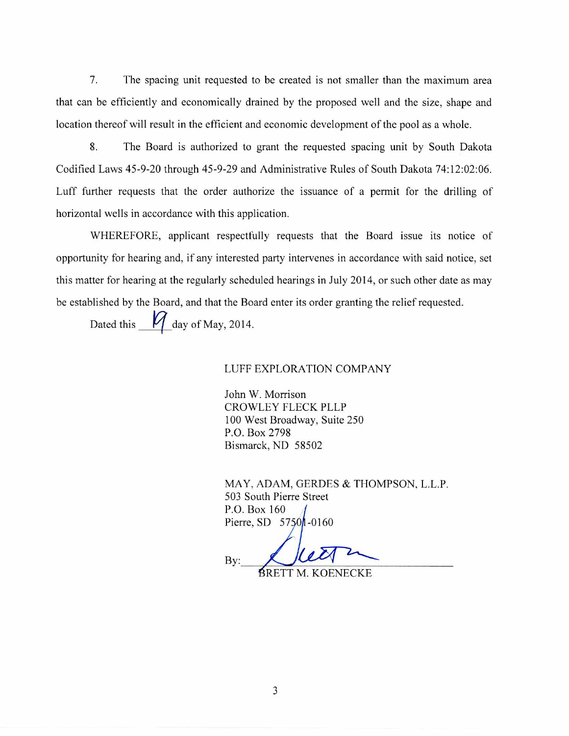7. The spacing unit requested to be created is not smaller than the maximum area that can be efficiently and economically drained by the proposed well and the size, shape and location thereof will result in the efficient and economic development of the pool as a whole.

8. The Board is authorized to grant the requested spacing unit by South Dakota Codified Laws 45-9-20 through 45-9-29 and Administrative Rules of South Dakota 74:12:02:06. Luff further requests that the order authorize the issuance of a permit for the drilling of horizontal wells in accordance with this application.

WHEREFORE, applicant respectfully requests that the Board issue its notice of opportunity for hearing and, if any interested party intervenes in accordance with said notice, set this matter for hearing at the regularly scheduled hearings in July 2014, or such other date as may be established by the Board, and that the Board enter its order granting the relief requested.

Dated this 19 day of May, 2014.

LUFF EXPLORATION COMPANY

John W. Morrison
CROWLEY FLECK PLLP
100 West Broadway, Suite 250
P.O. Box 2798
Bismarck, ND 58502

MAY, ADAM, GERDES & THOMPSON, L.L.P.
503 South Pierre Street
P.O. Box 160
Pierre, SD 57501-0160

By: ______________________
BRETT M. KOENECKE